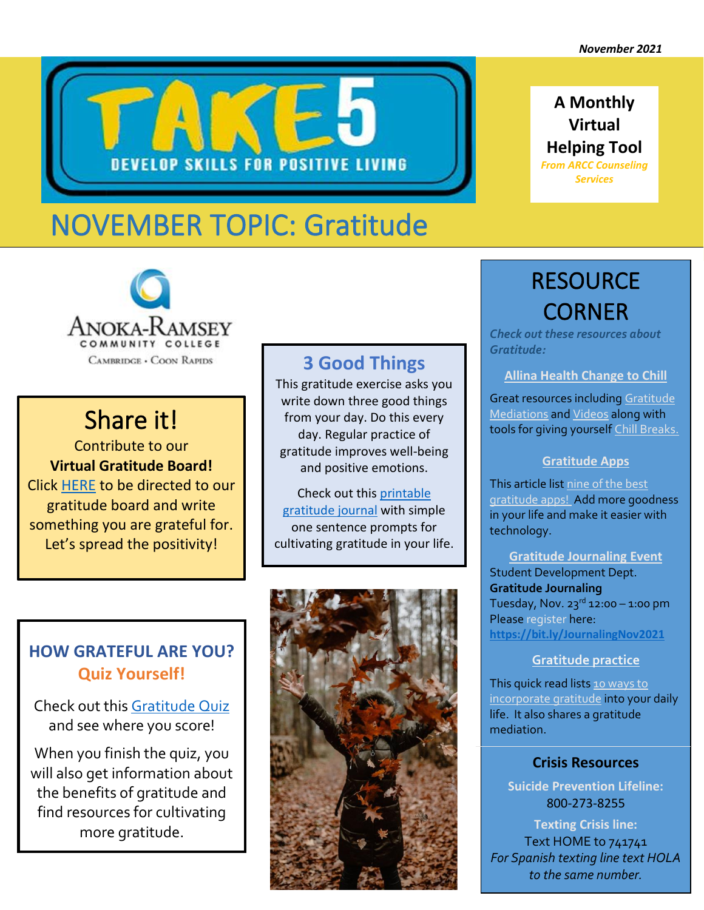*November 2021*

# TAKE 5

DEVELOP SKILLS FOR POSITIVE LIVING

**A Monthly Virtual Helping Tool**

*From ARCC Counseling Services*

# NOVEMBER TOPIC: Gratitude

Anoka-Ramsey Community College
Cambridge • Coon Rapids

## Share it!

Contribute to our **Virtual Gratitude Board!** Click HERE to be directed to our gratitude board and write something you are grateful for. Let's spread the positivity!

## 3 Good Things

This gratitude exercise asks you write down three good things from your day. Do this every day. Regular practice of gratitude improves well-being and positive emotions.

Check out this printable gratitude journal with simple one sentence prompts for cultivating gratitude in your life.

## HOW GRATEFUL ARE YOU?

### Quiz Yourself!

Check out this Gratitude Quiz and see where you score!

When you finish the quiz, you will also get information about the benefits of gratitude and find resources for cultivating more gratitude.

## RESOURCE CORNER

*Check out these resources about Gratitude:*

### Allina Health Change to Chill

Great resources including Gratitude Mediations and Videos along with tools for giving yourself Chill Breaks.

### Gratitude Apps

This article list nine of the best gratitude apps! Add more goodness in your life and make it easier with technology.

### Gratitude Journaling Event

Student Development Dept.
**Gratitude Journaling**
Tuesday, Nov. 23rd 12:00 – 1:00 pm
Please register here:
**https://bit.ly/JournalingNov2021**

### Gratitude practice

This quick read lists 10 ways to incorporate gratitude into your daily life. It also shares a gratitude mediation.

### Crisis Resources

**Suicide Prevention Lifeline:**
800-273-8255

**Texting Crisis line:**
Text HOME to 741741
*For Spanish texting line text HOLA to the same number.*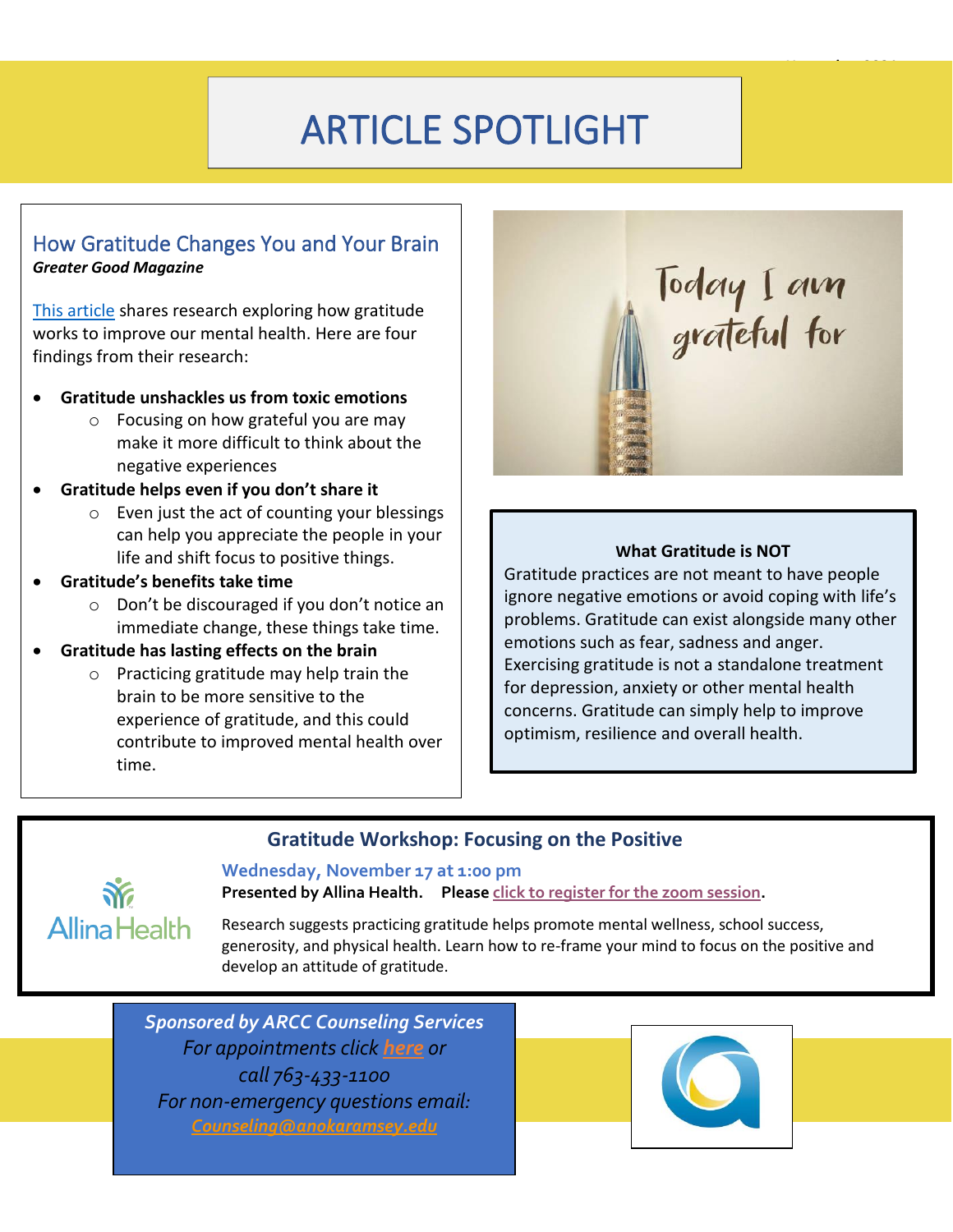# ARTICLE SPOTLIGHT

## How Gratitude Changes You and Your Brain

***Greater Good Magazine***

This article shares research exploring how gratitude works to improve our mental health. Here are four findings from their research:

- **Gratitude unshackles us from toxic emotions**
  - Focusing on how grateful you are may make it more difficult to think about the negative experiences
- **Gratitude helps even if you don't share it**
  - Even just the act of counting your blessings can help you appreciate the people in your life and shift focus to positive things.
- **Gratitude's benefits take time**
  - Don't be discouraged if you don't notice an immediate change, these things take time.
- **Gratitude has lasting effects on the brain**
  - Practicing gratitude may help train the brain to be more sensitive to the experience of gratitude, and this could contribute to improved mental health over time.

Today I am grateful for

**What Gratitude is NOT**

Gratitude practices are not meant to have people ignore negative emotions or avoid coping with life's problems. Gratitude can exist alongside many other emotions such as fear, sadness and anger. Exercising gratitude is not a standalone treatment for depression, anxiety or other mental health concerns. Gratitude can simply help to improve optimism, resilience and overall health.

## Gratitude Workshop: Focusing on the Positive

Allina Health

**Wednesday, November 17 at 1:00 pm**

**Presented by Allina Health.** **Please click to register for the zoom session.**

Research suggests practicing gratitude helps promote mental wellness, school success, generosity, and physical health. Learn how to re-frame your mind to focus on the positive and develop an attitude of gratitude.

*Sponsored by ARCC Counseling Services*
*For appointments click here or call 763-433-1100*
*For non-emergency questions email: Counseling@anokaramsey.edu*